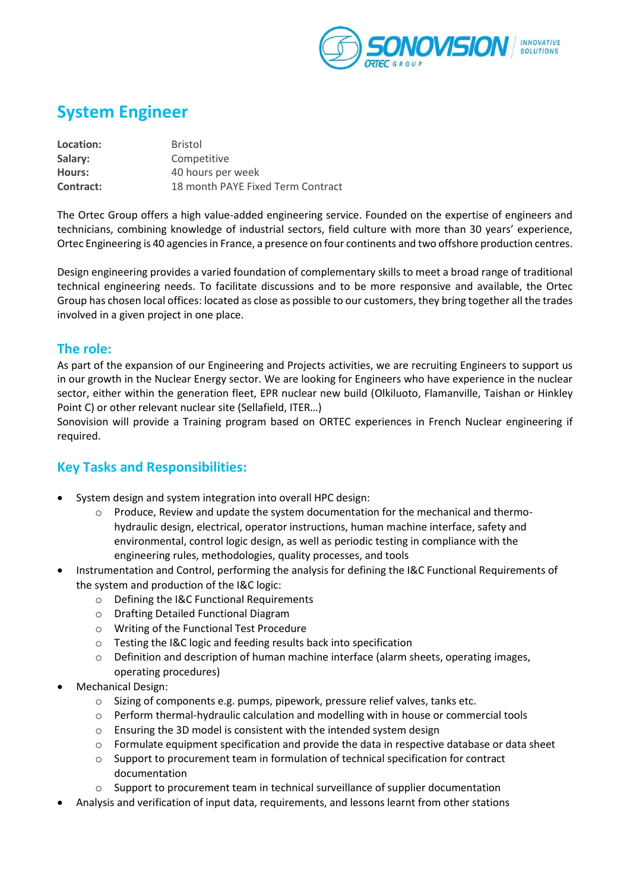# System Engineer

| | |
|---|---|
| **Location:** | Bristol |
| **Salary:** | Competitive |
| **Hours:** | 40 hours per week |
| **Contract:** | 18 month PAYE Fixed Term Contract |

The Ortec Group offers a high value-added engineering service. Founded on the expertise of engineers and technicians, combining knowledge of industrial sectors, field culture with more than 30 years' experience, Ortec Engineering is 40 agencies in France, a presence on four continents and two offshore production centres.

Design engineering provides a varied foundation of complementary skills to meet a broad range of traditional technical engineering needs. To facilitate discussions and to be more responsive and available, the Ortec Group has chosen local offices: located as close as possible to our customers, they bring together all the trades involved in a given project in one place.

## The role:

As part of the expansion of our Engineering and Projects activities, we are recruiting Engineers to support us in our growth in the Nuclear Energy sector. We are looking for Engineers who have experience in the nuclear sector, either within the generation fleet, EPR nuclear new build (Olkiluoto, Flamanville, Taishan or Hinkley Point C) or other relevant nuclear site (Sellafield, ITER…)
Sonovision will provide a Training program based on ORTEC experiences in French Nuclear engineering if required.

## Key Tasks and Responsibilities:

- System design and system integration into overall HPC design:
  - Produce, Review and update the system documentation for the mechanical and thermo-hydraulic design, electrical, operator instructions, human machine interface, safety and environmental, control logic design, as well as periodic testing in compliance with the engineering rules, methodologies, quality processes, and tools
- Instrumentation and Control, performing the analysis for defining the I&C Functional Requirements of the system and production of the I&C logic:
  - Defining the I&C Functional Requirements
  - Drafting Detailed Functional Diagram
  - Writing of the Functional Test Procedure
  - Testing the I&C logic and feeding results back into specification
  - Definition and description of human machine interface (alarm sheets, operating images, operating procedures)
- Mechanical Design:
  - Sizing of components e.g. pumps, pipework, pressure relief valves, tanks etc.
  - Perform thermal-hydraulic calculation and modelling with in house or commercial tools
  - Ensuring the 3D model is consistent with the intended system design
  - Formulate equipment specification and provide the data in respective database or data sheet
  - Support to procurement team in formulation of technical specification for contract documentation
  - Support to procurement team in technical surveillance of supplier documentation
- Analysis and verification of input data, requirements, and lessons learnt from other stations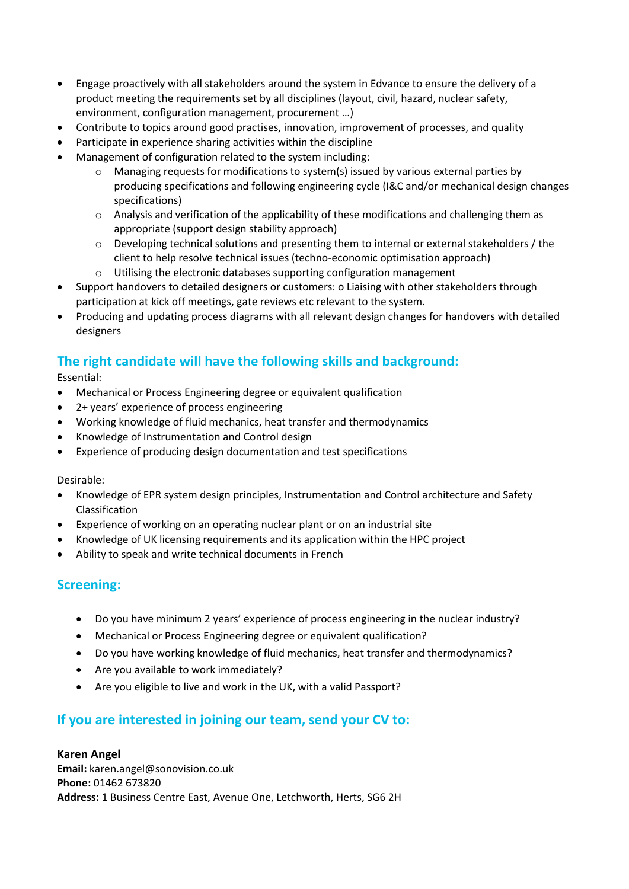- Engage proactively with all stakeholders around the system in Edvance to ensure the delivery of a product meeting the requirements set by all disciplines (layout, civil, hazard, nuclear safety, environment, configuration management, procurement …)
- Contribute to topics around good practises, innovation, improvement of processes, and quality
- Participate in experience sharing activities within the discipline
- Management of configuration related to the system including:
    - Managing requests for modifications to system(s) issued by various external parties by producing specifications and following engineering cycle (I&C and/or mechanical design changes specifications)
    - Analysis and verification of the applicability of these modifications and challenging them as appropriate (support design stability approach)
    - Developing technical solutions and presenting them to internal or external stakeholders / the client to help resolve technical issues (techno-economic optimisation approach)
    - Utilising the electronic databases supporting configuration management
- Support handovers to detailed designers or customers: o Liaising with other stakeholders through participation at kick off meetings, gate reviews etc relevant to the system.
- Producing and updating process diagrams with all relevant design changes for handovers with detailed designers

## The right candidate will have the following skills and background:

Essential:

- Mechanical or Process Engineering degree or equivalent qualification
- 2+ years' experience of process engineering
- Working knowledge of fluid mechanics, heat transfer and thermodynamics
- Knowledge of Instrumentation and Control design
- Experience of producing design documentation and test specifications

Desirable:

- Knowledge of EPR system design principles, Instrumentation and Control architecture and Safety Classification
- Experience of working on an operating nuclear plant or on an industrial site
- Knowledge of UK licensing requirements and its application within the HPC project
- Ability to speak and write technical documents in French

## Screening:

- Do you have minimum 2 years' experience of process engineering in the nuclear industry?
- Mechanical or Process Engineering degree or equivalent qualification?
- Do you have working knowledge of fluid mechanics, heat transfer and thermodynamics?
- Are you available to work immediately?
- Are you eligible to live and work in the UK, with a valid Passport?

## If you are interested in joining our team, send your CV to:

**Karen Angel**
**Email:** karen.angel@sonovision.co.uk
**Phone:** 01462 673820
**Address:** 1 Business Centre East, Avenue One, Letchworth, Herts, SG6 2H